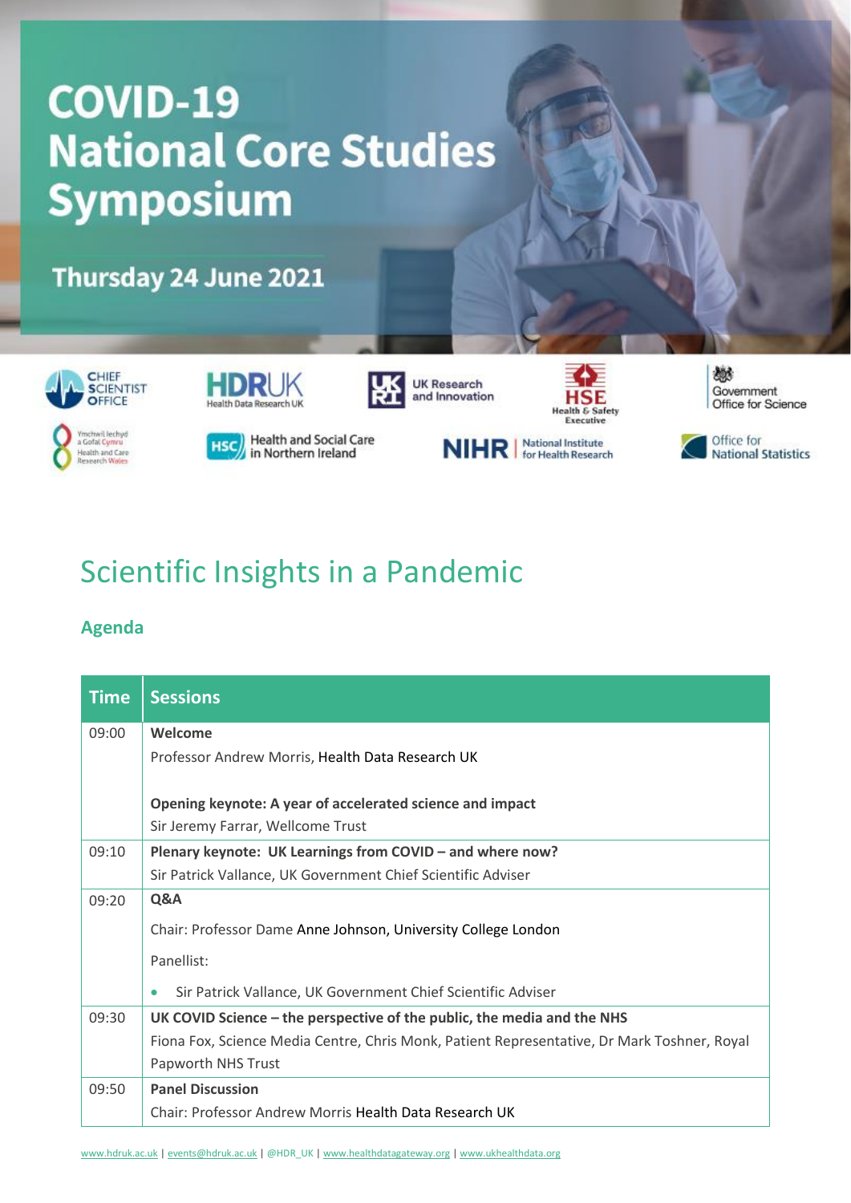# COVID-19 National Core Studies Symposium

Thursday 24 June 2021

## Scientific Insights in a Pandemic

### Agenda

| Time | Sessions |
| --- | --- |
| 09:00 | **Welcome**<br>Professor Andrew Morris, Health Data Research UK<br><br>**Opening keynote: A year of accelerated science and impact**<br>Sir Jeremy Farrar, Wellcome Trust |
| 09:10 | **Plenary keynote: UK Learnings from COVID – and where now?**<br>Sir Patrick Vallance, UK Government Chief Scientific Adviser |
| 09:20 | **Q&A**<br>Chair: Professor Dame Anne Johnson, University College London<br>Panellist:<br>• Sir Patrick Vallance, UK Government Chief Scientific Adviser |
| 09:30 | **UK COVID Science – the perspective of the public, the media and the NHS**<br>Fiona Fox, Science Media Centre, Chris Monk, Patient Representative, Dr Mark Toshner, Royal Papworth NHS Trust |
| 09:50 | **Panel Discussion**<br>Chair: Professor Andrew Morris Health Data Research UK |

www.hdruk.ac.uk | events@hdruk.ac.uk | @HDR_UK | www.healthdatagateway.org | www.ukhealthdata.org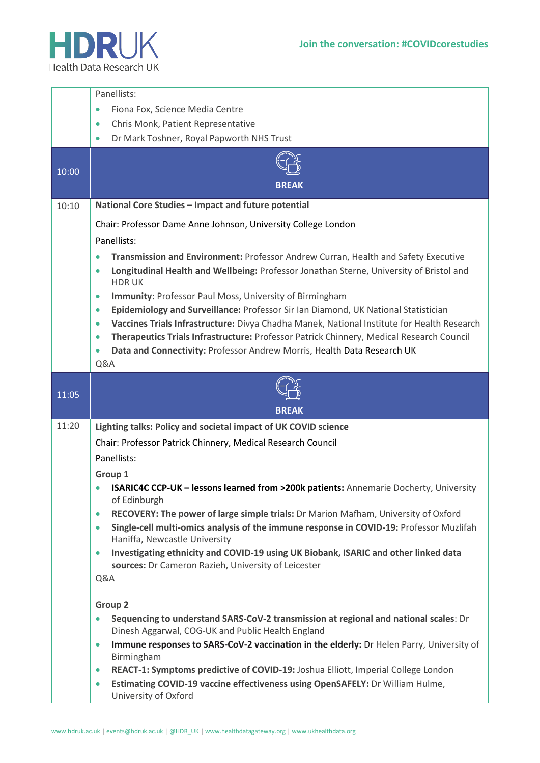Join the conversation: #COVIDcorestudies

| | |
|---|---|
| | Panellists:<br>• Fiona Fox, Science Media Centre<br>• Chris Monk, Patient Representative<br>• Dr Mark Toshner, Royal Papworth NHS Trust |
| 10:00 | **BREAK** |
| 10:10 | **National Core Studies – Impact and future potential**<br>Chair: Professor Dame Anne Johnson, University College London<br>Panellists:<br>• **Transmission and Environment:** Professor Andrew Curran, Health and Safety Executive<br>• **Longitudinal Health and Wellbeing:** Professor Jonathan Sterne, University of Bristol and HDR UK<br>• **Immunity:** Professor Paul Moss, University of Birmingham<br>• **Epidemiology and Surveillance:** Professor Sir Ian Diamond, UK National Statistician<br>• **Vaccines Trials Infrastructure:** Divya Chadha Manek, National Institute for Health Research<br>• **Therapeutics Trials Infrastructure:** Professor Patrick Chinnery, Medical Research Council<br>• **Data and Connectivity:** Professor Andrew Morris, Health Data Research UK<br>Q&A |
| 11:05 | **BREAK** |
| 11:20 | **Lighting talks: Policy and societal impact of UK COVID science**<br>Chair: Professor Patrick Chinnery, Medical Research Council<br>Panellists:<br>**Group 1**<br>• **ISARIC4C CCP-UK – lessons learned from >200k patients:** Annemarie Docherty, University of Edinburgh<br>• **RECOVERY: The power of large simple trials:** Dr Marion Mafham, University of Oxford<br>• **Single-cell multi-omics analysis of the immune response in COVID-19:** Professor Muzlifah Haniffa, Newcastle University<br>• **Investigating ethnicity and COVID-19 using UK Biobank, ISARIC and other linked data sources:** Dr Cameron Razieh, University of Leicester<br>Q&A<br><br>**Group 2**<br>• **Sequencing to understand SARS-CoV-2 transmission at regional and national scales**: Dr Dinesh Aggarwal, COG-UK and Public Health England<br>• **Immune responses to SARS-CoV-2 vaccination in the elderly:** Dr Helen Parry, University of Birmingham<br>• **REACT-1: Symptoms predictive of COVID-19:** Joshua Elliott, Imperial College London<br>• **Estimating COVID-19 vaccine effectiveness using OpenSAFELY:** Dr William Hulme, University of Oxford |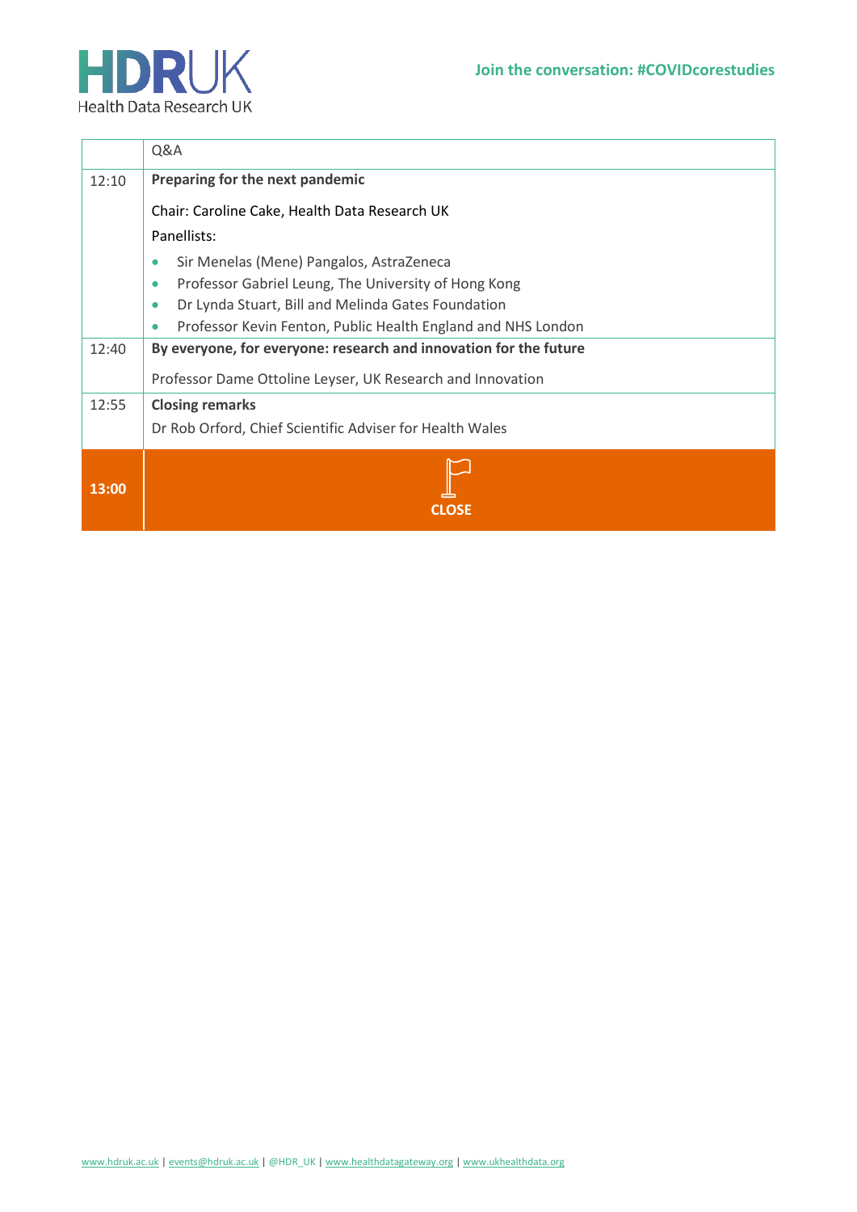Join the conversation: #COVIDcorestudies

| | |
|---|---|
| | Q&A |
| 12:10 | **Preparing for the next pandemic**<br><br>Chair: Caroline Cake, Health Data Research UK<br><br>Panellists:<br>• Sir Menelas (Mene) Pangalos, AstraZeneca<br>• Professor Gabriel Leung, The University of Hong Kong<br>• Dr Lynda Stuart, Bill and Melinda Gates Foundation<br>• Professor Kevin Fenton, Public Health England and NHS London |
| 12:40 | **By everyone, for everyone: research and innovation for the future**<br><br>Professor Dame Ottoline Leyser, UK Research and Innovation |
| 12:55 | **Closing remarks**<br><br>Dr Rob Orford, Chief Scientific Adviser for Health Wales |
| **13:00** | **CLOSE** |

www.hdruk.ac.uk | events@hdruk.ac.uk | @HDR_UK | www.healthdatagateway.org | www.ukhealthdata.org